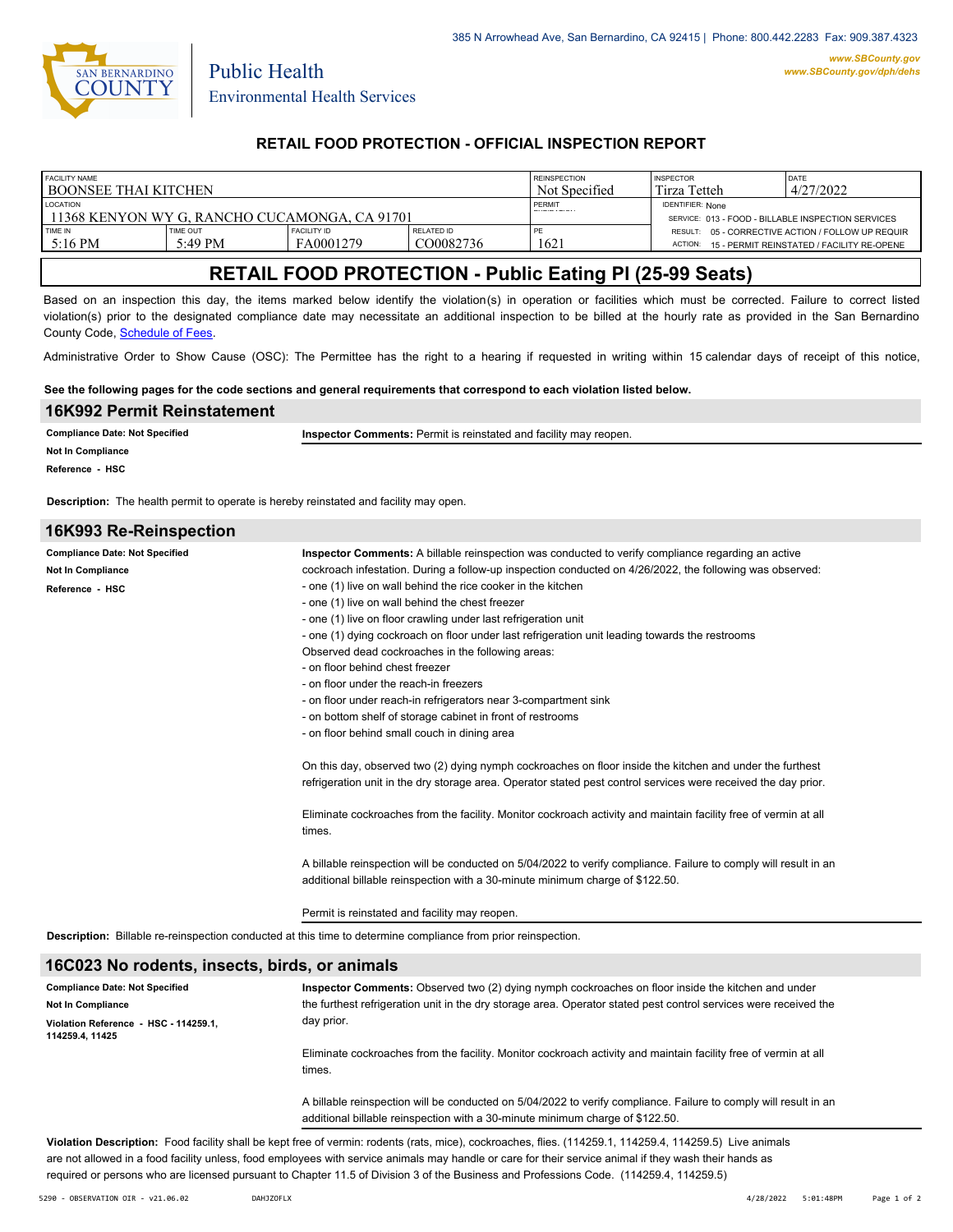385 N Arrowhead Ave, San Bernardino, CA 92415 | Phone: 800.442.2283 Fax: 909.387.4323

www.SBCounty.gov
www.SBCounty.gov/dph/dehs

SAN BERNARDINO COUNTY

Public Health
Environmental Health Services

## RETAIL FOOD PROTECTION - OFFICIAL INSPECTION REPORT

| FACILITY NAME | | | | REINSPECTION | INSPECTOR | DATE |
|---|---|---|---|---|---|---|
| BOONSEE THAI KITCHEN | | | | Not Specified | Tirza Tetteh | 4/27/2022 |
| LOCATION | | | | PERMIT | IDENTIFIER: None | |
| 11368 KENYON WY G, RANCHO CUCAMONGA, CA 91701 | | | | | SERVICE: 013 - FOOD - BILLABLE INSPECTION SERVICES | |
| TIME IN | TIME OUT | FACILITY ID | RELATED ID | PE | RESULT: 05 - CORRECTIVE ACTION / FOLLOW UP REQUIR | |
| 5:16 PM | 5:49 PM | FA0001279 | CO0082736 | 1621 | ACTION: 15 - PERMIT REINSTATED / FACILITY RE-OPENE | |

# RETAIL FOOD PROTECTION - Public Eating Pl (25-99 Seats)

Based on an inspection this day, the items marked below identify the violation(s) in operation or facilities which must be corrected. Failure to correct listed violation(s) prior to the designated compliance date may necessitate an additional inspection to be billed at the hourly rate as provided in the San Bernardino County Code, Schedule of Fees.

Administrative Order to Show Cause (OSC): The Permittee has the right to a hearing if requested in writing within 15 calendar days of receipt of this notice,

**See the following pages for the code sections and general requirements that correspond to each violation listed below.**

## 16K992 Permit Reinstatement

**Compliance Date: Not Specified**
**Not In Compliance**
**Reference - HSC**

**Inspector Comments:** Permit is reinstated and facility may reopen.

**Description:** The health permit to operate is hereby reinstated and facility may open.

## 16K993 Re-Reinspection

**Compliance Date: Not Specified**
**Not In Compliance**
**Reference - HSC**

**Inspector Comments:** A billable reinspection was conducted to verify compliance regarding an active cockroach infestation. During a follow-up inspection conducted on 4/26/2022, the following was observed:
- one (1) live on wall behind the rice cooker in the kitchen
- one (1) live on wall behind the chest freezer
- one (1) live on floor crawling under last refrigeration unit
- one (1) dying cockroach on floor under last refrigeration unit leading towards the restrooms

Observed dead cockroaches in the following areas:
- on floor behind chest freezer
- on floor under the reach-in freezers
- on floor under reach-in refrigerators near 3-compartment sink
- on bottom shelf of storage cabinet in front of restrooms
- on floor behind small couch in dining area

On this day, observed two (2) dying nymph cockroaches on floor inside the kitchen and under the furthest refrigeration unit in the dry storage area. Operator stated pest control services were received the day prior.

Eliminate cockroaches from the facility. Monitor cockroach activity and maintain facility free of vermin at all times.

A billable reinspection will be conducted on 5/04/2022 to verify compliance. Failure to comply will result in an additional billable reinspection with a 30-minute minimum charge of $122.50.

Permit is reinstated and facility may reopen.

**Description:** Billable re-reinspection conducted at this time to determine compliance from prior reinspection.

## 16C023 No rodents, insects, birds, or animals

**Compliance Date: Not Specified**
**Not In Compliance**
**Violation Reference - HSC - 114259.1, 114259.4, 11425**

**Inspector Comments:** Observed two (2) dying nymph cockroaches on floor inside the kitchen and under the furthest refrigeration unit in the dry storage area. Operator stated pest control services were received the day prior.

Eliminate cockroaches from the facility. Monitor cockroach activity and maintain facility free of vermin at all times.

A billable reinspection will be conducted on 5/04/2022 to verify compliance. Failure to comply will result in an additional billable reinspection with a 30-minute minimum charge of $122.50.

**Violation Description:** Food facility shall be kept free of vermin: rodents (rats, mice), cockroaches, flies. (114259.1, 114259.4, 114259.5) Live animals are not allowed in a food facility unless, food employees with service animals may handle or care for their service animal if they wash their hands as required or persons who are licensed pursuant to Chapter 11.5 of Division 3 of the Business and Professions Code. (114259.4, 114259.5)

5290 - OBSERVATION OIR - v21.06.02 DAHJZOFLX 4/28/2022 5:01:48PM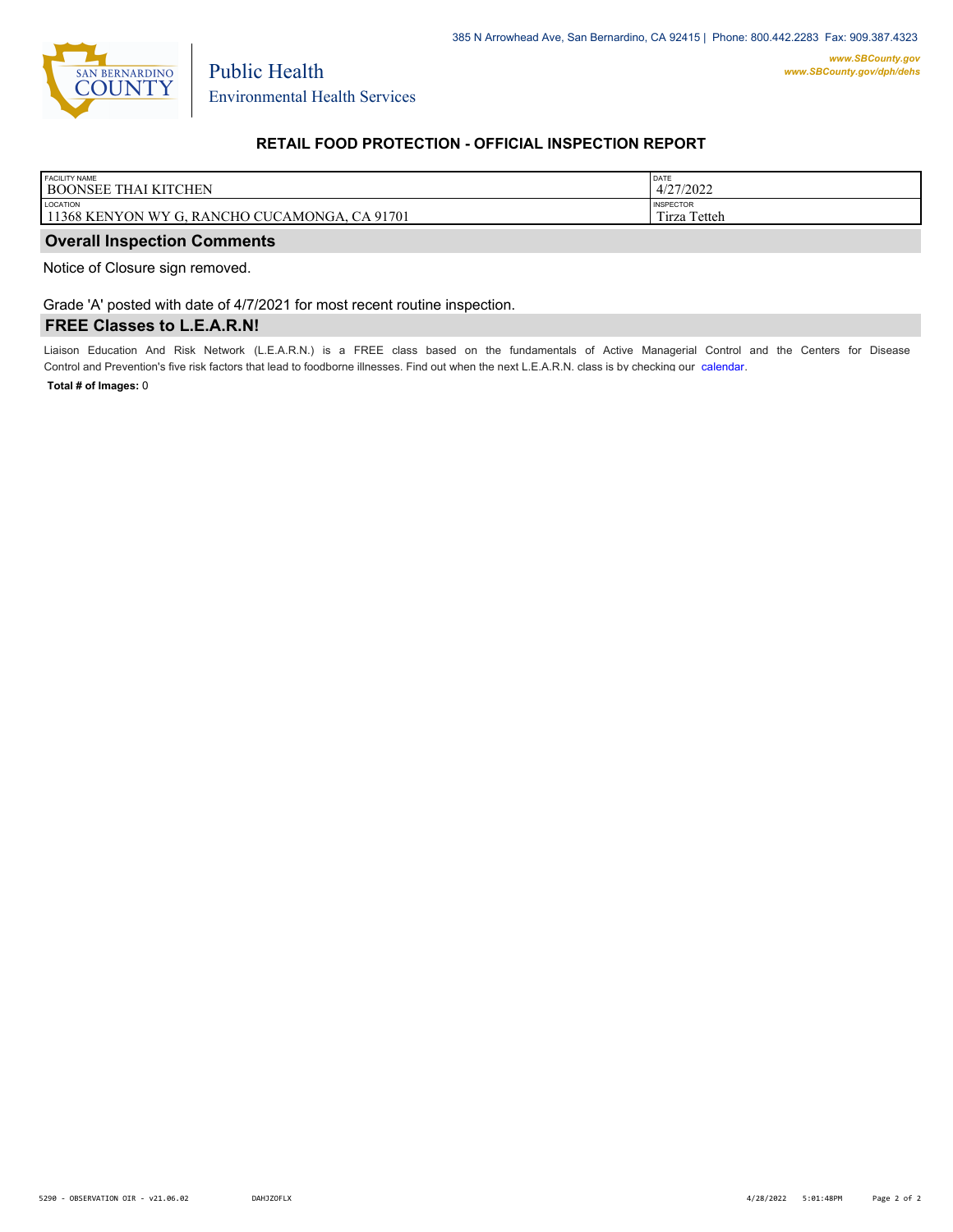385 N Arrowhead Ave, San Bernardino, CA 92415 | Phone: 800.442.2283 Fax: 909.387.4323

www.SBCounty.gov
www.SBCounty.gov/dph/dehs

Public Health
Environmental Health Services

## RETAIL FOOD PROTECTION - OFFICIAL INSPECTION REPORT

| FACILITY NAME | DATE |
|---|---|
| BOONSEE THAI KITCHEN | 4/27/2022 |
| **LOCATION** | **INSPECTOR** |
| 11368 KENYON WY G, RANCHO CUCAMONGA, CA 91701 | Tirza Tetteh |

### Overall Inspection Comments

Notice of Closure sign removed.

Grade 'A' posted with date of 4/7/2021 for most recent routine inspection.

### FREE Classes to L.E.A.R.N!

Liaison Education And Risk Network (L.E.A.R.N.) is a FREE class based on the fundamentals of Active Managerial Control and the Centers for Disease Control and Prevention's five risk factors that lead to foodborne illnesses. Find out when the next L.E.A.R.N. class is by checking our calendar.

**Total # of Images:** 0

5290 - OBSERVATION OIR - v21.06.02 DAHJZOFLX 4/28/2022 5:01:48PM